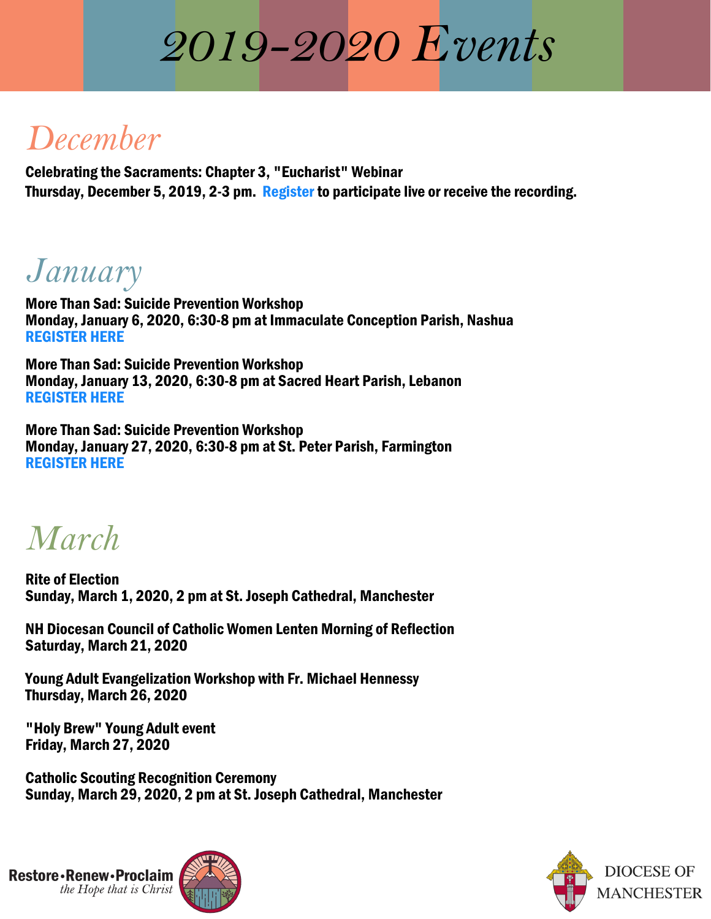# 2019-2020 Events

## December

**Celebrating the Sacraments: Chapter 3, "Eucharist" Webinar**
**Thursday, December 5, 2019, 2-3 pm. Register to participate live or receive the recording.**

## January

**More Than Sad: Suicide Prevention Workshop**
**Monday, January 6, 2020, 6:30-8 pm at Immaculate Conception Parish, Nashua**
**REGISTER HERE**

**More Than Sad: Suicide Prevention Workshop**
**Monday, January 13, 2020, 6:30-8 pm at Sacred Heart Parish, Lebanon**
**REGISTER HERE**

**More Than Sad: Suicide Prevention Workshop**
**Monday, January 27, 2020, 6:30-8 pm at St. Peter Parish, Farmington**
**REGISTER HERE**

## March

**Rite of Election**
**Sunday, March 1, 2020, 2 pm at St. Joseph Cathedral, Manchester**

**NH Diocesan Council of Catholic Women Lenten Morning of Reflection**
**Saturday, March 21, 2020**

**Young Adult Evangelization Workshop with Fr. Michael Hennessy**
**Thursday, March 26, 2020**

**"Holy Brew" Young Adult event**
**Friday, March 27, 2020**

**Catholic Scouting Recognition Ceremony**
**Sunday, March 29, 2020, 2 pm at St. Joseph Cathedral, Manchester**

**Restore•Renew•Proclaim**
*the Hope that is Christ*

DIOCESE OF MANCHESTER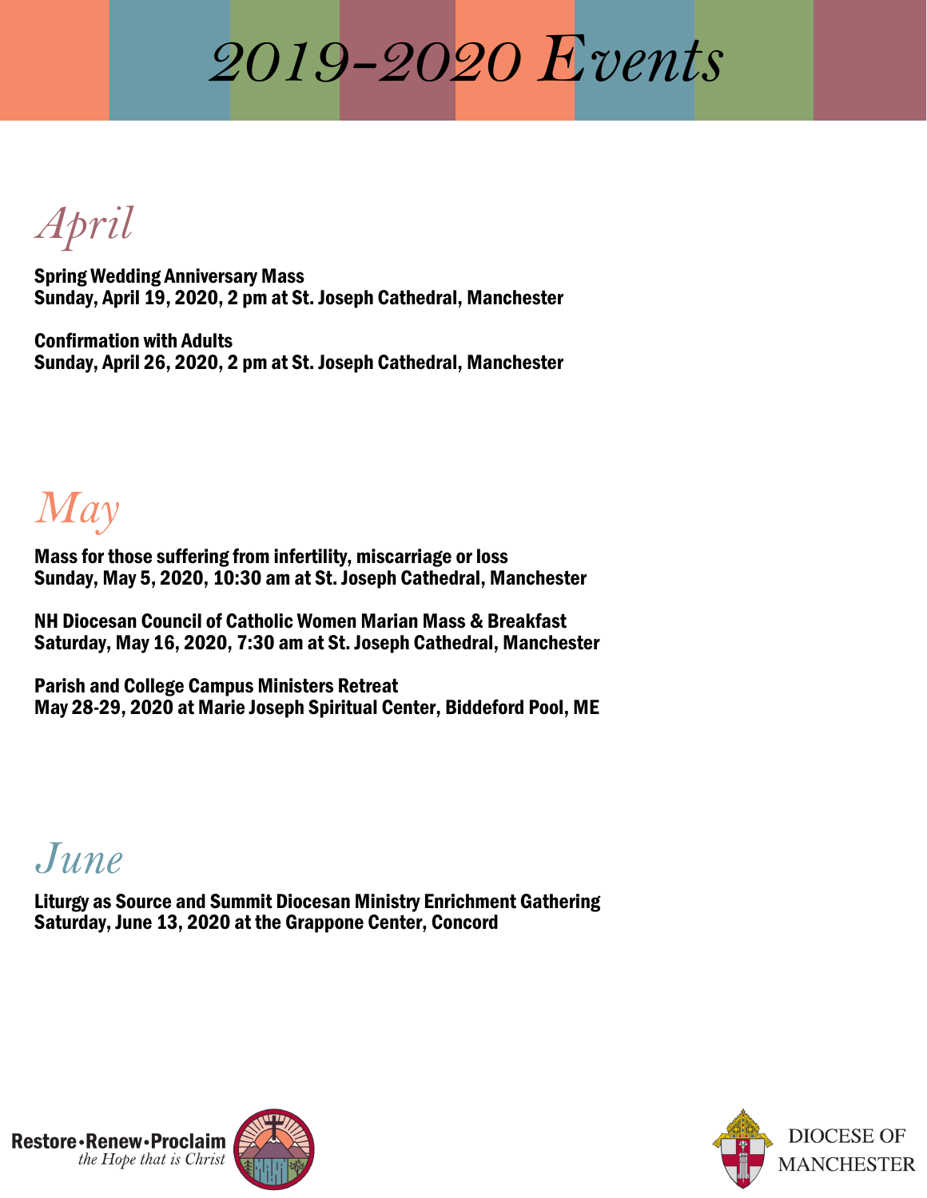# 2019-2020 Events

## *April*

**Spring Wedding Anniversary Mass**
**Sunday, April 19, 2020, 2 pm at St. Joseph Cathedral, Manchester**

**Confirmation with Adults**
**Sunday, April 26, 2020, 2 pm at St. Joseph Cathedral, Manchester**

## *May*

**Mass for those suffering from infertility, miscarriage or loss**
**Sunday, May 5, 2020, 10:30 am at St. Joseph Cathedral, Manchester**

**NH Diocesan Council of Catholic Women Marian Mass & Breakfast**
**Saturday, May 16, 2020, 7:30 am at St. Joseph Cathedral, Manchester**

**Parish and College Campus Ministers Retreat**
**May 28-29, 2020 at Marie Joseph Spiritual Center, Biddeford Pool, ME**

## *June*

**Liturgy as Source and Summit Diocesan Ministry Enrichment Gathering**
**Saturday, June 13, 2020 at the Grappone Center, Concord**

**Restore•Renew•Proclaim**
*the Hope that is Christ*

DIOCESE OF MANCHESTER